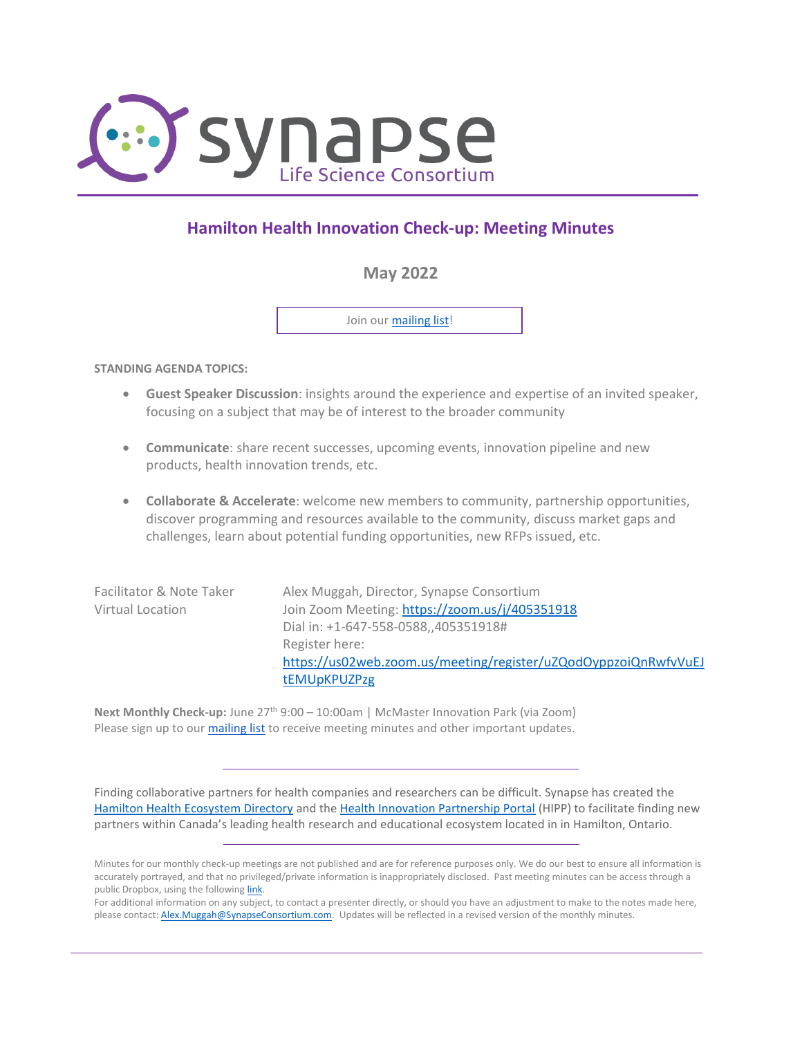# synapse

Life Science Consortium

## Hamilton Health Innovation Check-up: Meeting Minutes

### May 2022

Join our mailing list!

**STANDING AGENDA TOPICS:**

- **Guest Speaker Discussion**: insights around the experience and expertise of an invited speaker, focusing on a subject that may be of interest to the broader community
- **Communicate**: share recent successes, upcoming events, innovation pipeline and new products, health innovation trends, etc.
- **Collaborate & Accelerate**: welcome new members to community, partnership opportunities, discover programming and resources available to the community, discuss market gaps and challenges, learn about potential funding opportunities, new RFPs issued, etc.

| | |
|---|---|
| Facilitator & Note Taker | Alex Muggah, Director, Synapse Consortium |
| Virtual Location | Join Zoom Meeting: https://zoom.us/j/405351918<br>Dial in: +1-647-558-0588,,405351918#<br>Register here: https://us02web.zoom.us/meeting/register/uZQodOyppzoiQnRwfvVuEJtEMUpKPUZPzg |

**Next Monthly Check-up:** June 27th 9:00 – 10:00am | McMaster Innovation Park (via Zoom)
Please sign up to our mailing list to receive meeting minutes and other important updates.

---

Finding collaborative partners for health companies and researchers can be difficult. Synapse has created the Hamilton Health Ecosystem Directory and the Health Innovation Partnership Portal (HIPP) to facilitate finding new partners within Canada's leading health research and educational ecosystem located in in Hamilton, Ontario.

---

Minutes for our monthly check-up meetings are not published and are for reference purposes only. We do our best to ensure all information is accurately portrayed, and that no privileged/private information is inappropriately disclosed. Past meeting minutes can be access through a public Dropbox, using the following link.
For additional information on any subject, to contact a presenter directly, or should you have an adjustment to make to the notes made here, please contact: Alex.Muggah@SynapseConsortium.com. Updates will be reflected in a revised version of the monthly minutes.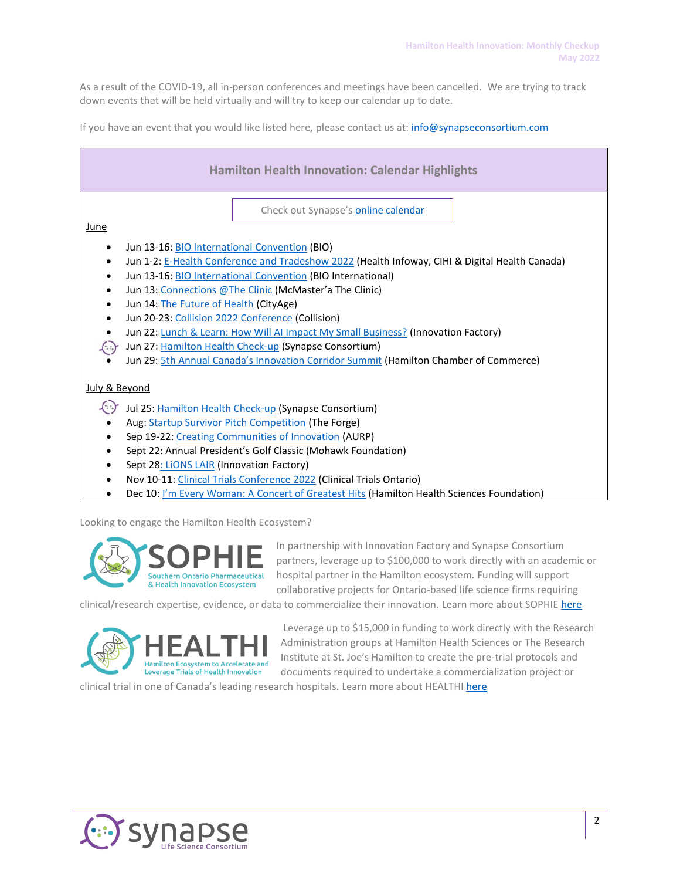As a result of the COVID-19, all in-person conferences and meetings have been cancelled. We are trying to track down events that will be held virtually and will try to keep our calendar up to date.

If you have an event that you would like listed here, please contact us at: info@synapseconsortium.com

## Hamilton Health Innovation: Calendar Highlights

Check out Synapse's online calendar

June

- Jun 13-16: BIO International Convention (BIO)
- Jun 1-2: E-Health Conference and Tradeshow 2022 (Health Infoway, CIHI & Digital Health Canada)
- Jun 13-16: BIO International Convention (BIO International)
- Jun 13: Connections @The Clinic (McMaster'a The Clinic)
- Jun 14: The Future of Health (CityAge)
- Jun 20-23: Collision 2022 Conference (Collision)
- Jun 22: Lunch & Learn: How Will AI Impact My Small Business? (Innovation Factory)
- Jun 27: Hamilton Health Check-up (Synapse Consortium)
- Jun 29: 5th Annual Canada's Innovation Corridor Summit (Hamilton Chamber of Commerce)

July & Beyond

- Jul 25: Hamilton Health Check-up (Synapse Consortium)
- Aug: Startup Survivor Pitch Competition (The Forge)
- Sep 19-22: Creating Communities of Innovation (AURP)
- Sept 22: Annual President's Golf Classic (Mohawk Foundation)
- Sept 28: LiONS LAIR (Innovation Factory)
- Nov 10-11: Clinical Trials Conference 2022 (Clinical Trials Ontario)
- Dec 10: I'm Every Woman: A Concert of Greatest Hits (Hamilton Health Sciences Foundation)

Looking to engage the Hamilton Health Ecosystem?

**SOPHIE** – Southern Ontario Pharmaceutical & Health Innovation Ecosystem

In partnership with Innovation Factory and Synapse Consortium partners, leverage up to $100,000 to work directly with an academic or hospital partner in the Hamilton ecosystem. Funding will support collaborative projects for Ontario-based life science firms requiring clinical/research expertise, evidence, or data to commercialize their innovation. Learn more about SOPHIE here

**HEALTHI** – Hamilton Ecosystem to Accelerate and Leverage Trials of Health Innovation

Leverage up to $15,000 in funding to work directly with the Research Administration groups at Hamilton Health Sciences or The Research Institute at St. Joe's Hamilton to create the pre-trial protocols and documents required to undertake a commercialization project or clinical trial in one of Canada's leading research hospitals. Learn more about HEALTHI here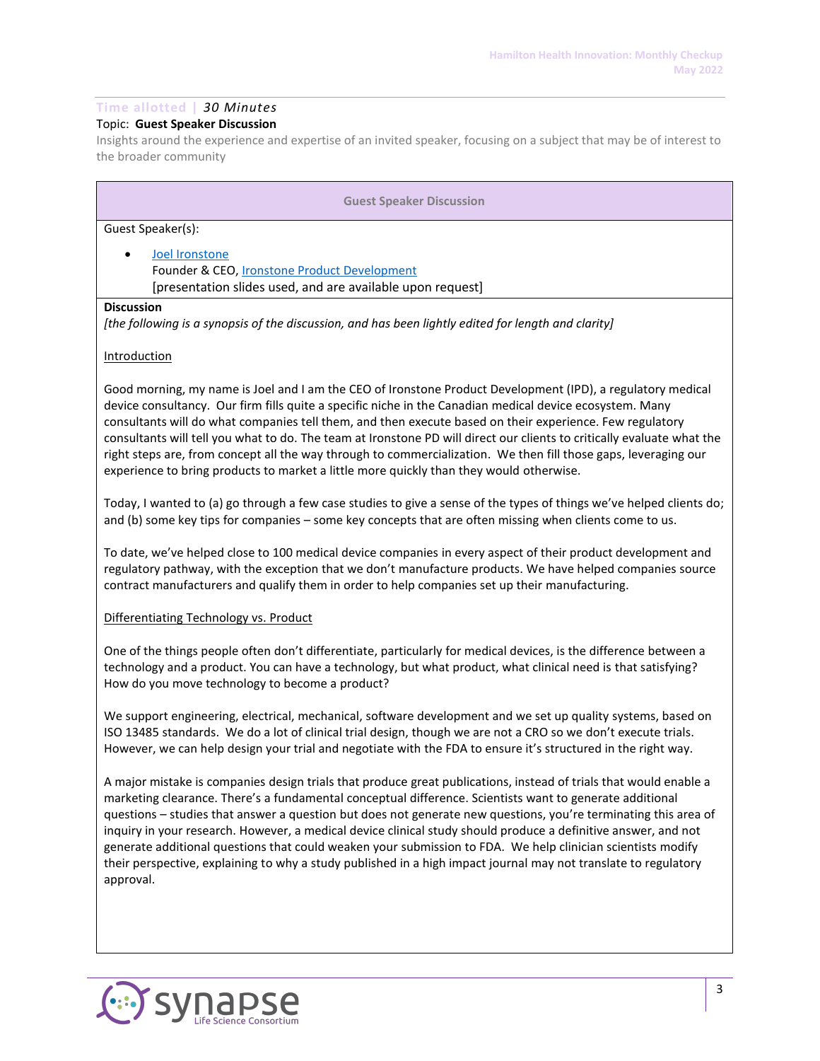**Time allotted |** *30 Minutes*

Topic: **Guest Speaker Discussion**

Insights around the experience and expertise of an invited speaker, focusing on a subject that may be of interest to the broader community

## Guest Speaker Discussion

Guest Speaker(s):

- Joel Ironstone
  Founder & CEO, Ironstone Product Development
  [presentation slides used, and are available upon request]

**Discussion**

*[the following is a synopsis of the discussion, and has been lightly edited for length and clarity]*

Introduction

Good morning, my name is Joel and I am the CEO of Ironstone Product Development (IPD), a regulatory medical device consultancy. Our firm fills quite a specific niche in the Canadian medical device ecosystem. Many consultants will do what companies tell them, and then execute based on their experience. Few regulatory consultants will tell you what to do. The team at Ironstone PD will direct our clients to critically evaluate what the right steps are, from concept all the way through to commercialization. We then fill those gaps, leveraging our experience to bring products to market a little more quickly than they would otherwise.

Today, I wanted to (a) go through a few case studies to give a sense of the types of things we've helped clients do; and (b) some key tips for companies – some key concepts that are often missing when clients come to us.

To date, we've helped close to 100 medical device companies in every aspect of their product development and regulatory pathway, with the exception that we don't manufacture products. We have helped companies source contract manufacturers and qualify them in order to help companies set up their manufacturing.

Differentiating Technology vs. Product

One of the things people often don't differentiate, particularly for medical devices, is the difference between a technology and a product. You can have a technology, but what product, what clinical need is that satisfying? How do you move technology to become a product?

We support engineering, electrical, mechanical, software development and we set up quality systems, based on ISO 13485 standards. We do a lot of clinical trial design, though we are not a CRO so we don't execute trials. However, we can help design your trial and negotiate with the FDA to ensure it's structured in the right way.

A major mistake is companies design trials that produce great publications, instead of trials that would enable a marketing clearance. There's a fundamental conceptual difference. Scientists want to generate additional questions – studies that answer a question but does not generate new questions, you're terminating this area of inquiry in your research. However, a medical device clinical study should produce a definitive answer, and not generate additional questions that could weaken your submission to FDA. We help clinician scientists modify their perspective, explaining to why a study published in a high impact journal may not translate to regulatory approval.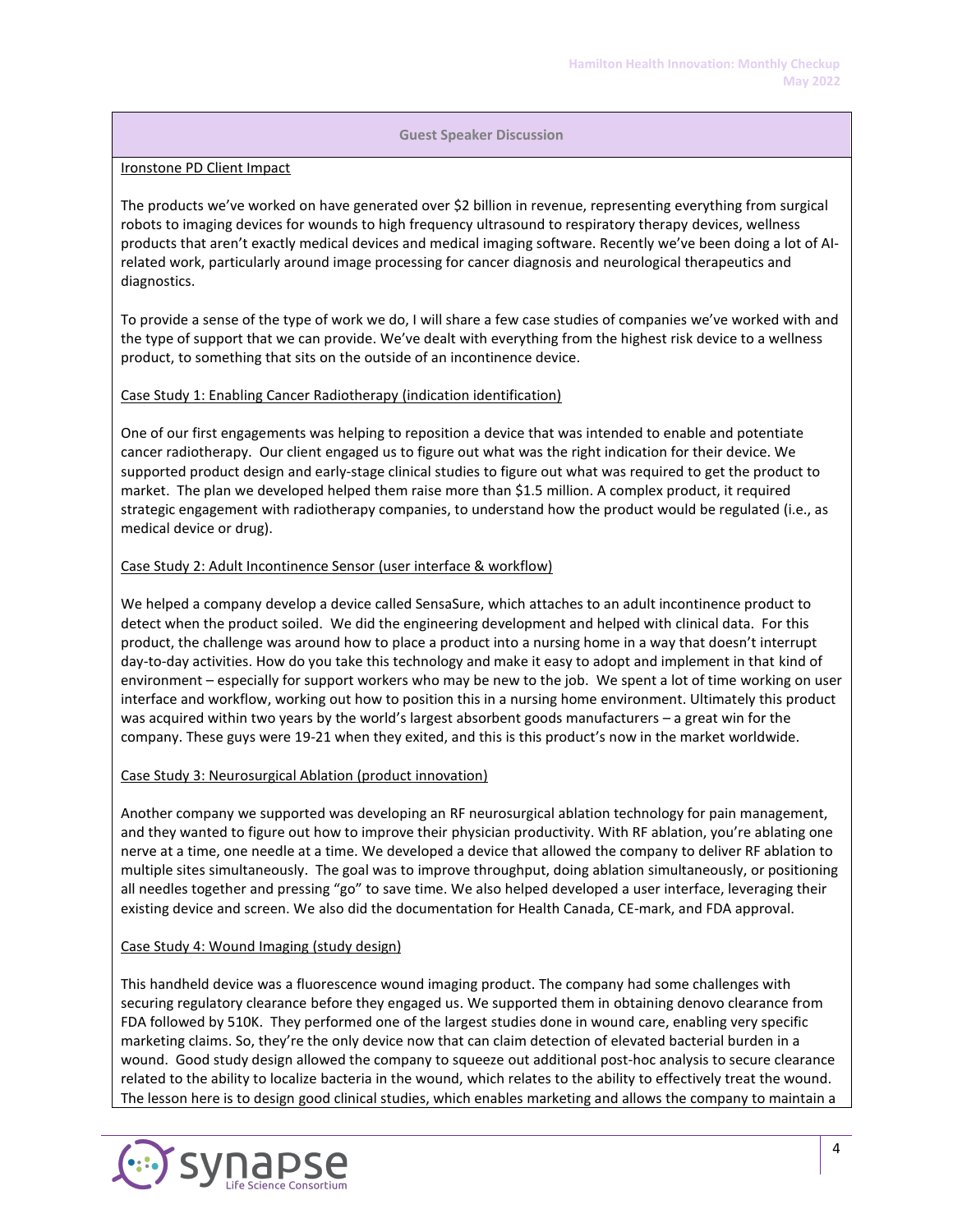## Guest Speaker Discussion

Ironstone PD Client Impact

The products we've worked on have generated over $2 billion in revenue, representing everything from surgical robots to imaging devices for wounds to high frequency ultrasound to respiratory therapy devices, wellness products that aren't exactly medical devices and medical imaging software. Recently we've been doing a lot of AI-related work, particularly around image processing for cancer diagnosis and neurological therapeutics and diagnostics.

To provide a sense of the type of work we do, I will share a few case studies of companies we've worked with and the type of support that we can provide. We've dealt with everything from the highest risk device to a wellness product, to something that sits on the outside of an incontinence device.

Case Study 1: Enabling Cancer Radiotherapy (indication identification)

One of our first engagements was helping to reposition a device that was intended to enable and potentiate cancer radiotherapy. Our client engaged us to figure out what was the right indication for their device. We supported product design and early-stage clinical studies to figure out what was required to get the product to market. The plan we developed helped them raise more than $1.5 million. A complex product, it required strategic engagement with radiotherapy companies, to understand how the product would be regulated (i.e., as medical device or drug).

Case Study 2: Adult Incontinence Sensor (user interface & workflow)

We helped a company develop a device called SensaSure, which attaches to an adult incontinence product to detect when the product soiled. We did the engineering development and helped with clinical data. For this product, the challenge was around how to place a product into a nursing home in a way that doesn't interrupt day-to-day activities. How do you take this technology and make it easy to adopt and implement in that kind of environment – especially for support workers who may be new to the job. We spent a lot of time working on user interface and workflow, working out how to position this in a nursing home environment. Ultimately this product was acquired within two years by the world's largest absorbent goods manufacturers – a great win for the company. These guys were 19-21 when they exited, and this is this product's now in the market worldwide.

Case Study 3: Neurosurgical Ablation (product innovation)

Another company we supported was developing an RF neurosurgical ablation technology for pain management, and they wanted to figure out how to improve their physician productivity. With RF ablation, you're ablating one nerve at a time, one needle at a time. We developed a device that allowed the company to deliver RF ablation to multiple sites simultaneously. The goal was to improve throughput, doing ablation simultaneously, or positioning all needles together and pressing "go" to save time. We also helped developed a user interface, leveraging their existing device and screen. We also did the documentation for Health Canada, CE-mark, and FDA approval.

Case Study 4: Wound Imaging (study design)

This handheld device was a fluorescence wound imaging product. The company had some challenges with securing regulatory clearance before they engaged us. We supported them in obtaining denovo clearance from FDA followed by 510K. They performed one of the largest studies done in wound care, enabling very specific marketing claims. So, they're the only device now that can claim detection of elevated bacterial burden in a wound. Good study design allowed the company to squeeze out additional post-hoc analysis to secure clearance related to the ability to localize bacteria in the wound, which relates to the ability to effectively treat the wound. The lesson here is to design good clinical studies, which enables marketing and allows the company to maintain a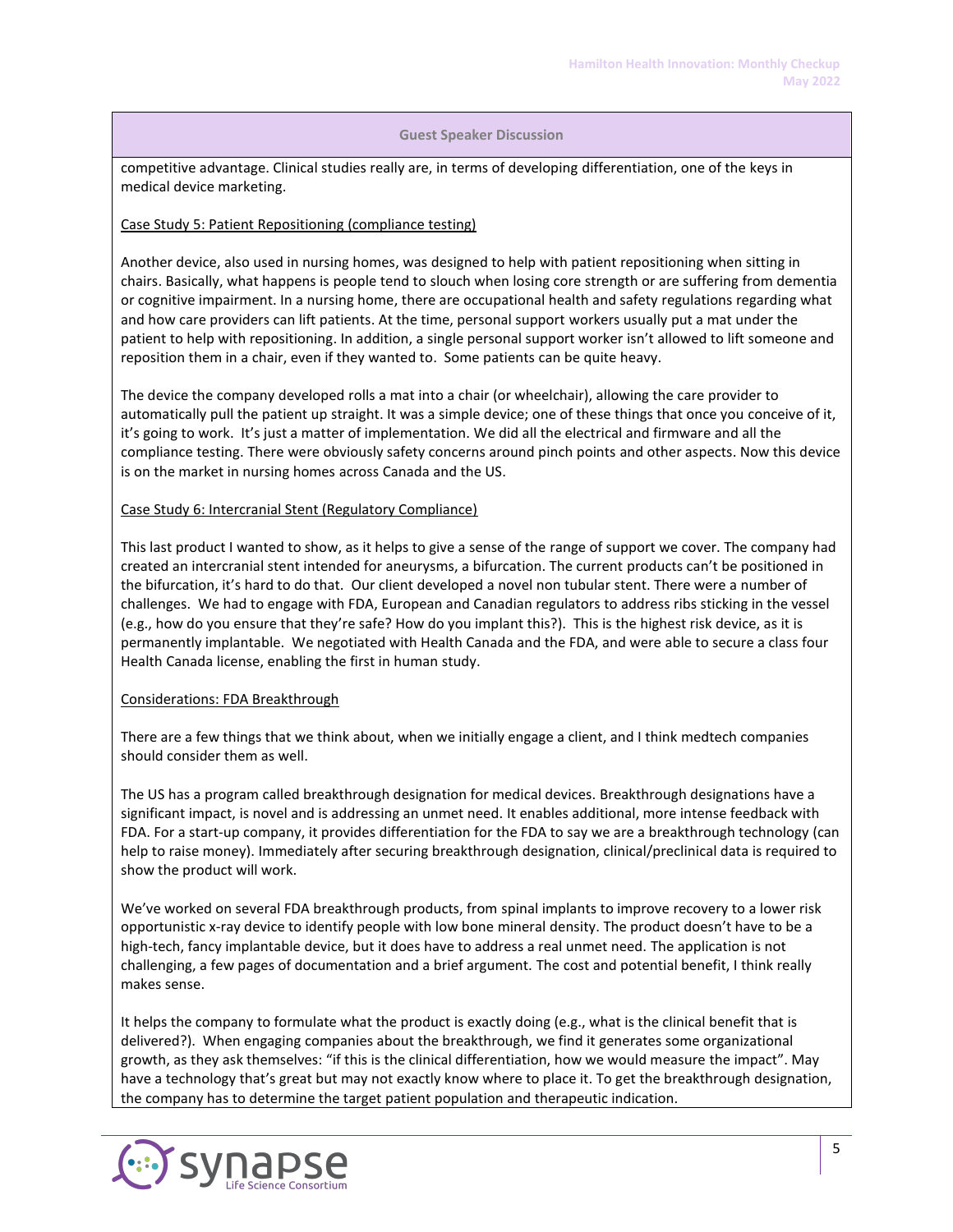## Guest Speaker Discussion

competitive advantage. Clinical studies really are, in terms of developing differentiation, one of the keys in medical device marketing.

Case Study 5: Patient Repositioning (compliance testing)

Another device, also used in nursing homes, was designed to help with patient repositioning when sitting in chairs. Basically, what happens is people tend to slouch when losing core strength or are suffering from dementia or cognitive impairment. In a nursing home, there are occupational health and safety regulations regarding what and how care providers can lift patients. At the time, personal support workers usually put a mat under the patient to help with repositioning. In addition, a single personal support worker isn't allowed to lift someone and reposition them in a chair, even if they wanted to. Some patients can be quite heavy.

The device the company developed rolls a mat into a chair (or wheelchair), allowing the care provider to automatically pull the patient up straight. It was a simple device; one of these things that once you conceive of it, it's going to work. It's just a matter of implementation. We did all the electrical and firmware and all the compliance testing. There were obviously safety concerns around pinch points and other aspects. Now this device is on the market in nursing homes across Canada and the US.

Case Study 6: Intercranial Stent (Regulatory Compliance)

This last product I wanted to show, as it helps to give a sense of the range of support we cover. The company had created an intercranial stent intended for aneurysms, a bifurcation. The current products can't be positioned in the bifurcation, it's hard to do that. Our client developed a novel non tubular stent. There were a number of challenges. We had to engage with FDA, European and Canadian regulators to address ribs sticking in the vessel (e.g., how do you ensure that they're safe? How do you implant this?). This is the highest risk device, as it is permanently implantable. We negotiated with Health Canada and the FDA, and were able to secure a class four Health Canada license, enabling the first in human study.

Considerations: FDA Breakthrough

There are a few things that we think about, when we initially engage a client, and I think medtech companies should consider them as well.

The US has a program called breakthrough designation for medical devices. Breakthrough designations have a significant impact, is novel and is addressing an unmet need. It enables additional, more intense feedback with FDA. For a start-up company, it provides differentiation for the FDA to say we are a breakthrough technology (can help to raise money). Immediately after securing breakthrough designation, clinical/preclinical data is required to show the product will work.

We've worked on several FDA breakthrough products, from spinal implants to improve recovery to a lower risk opportunistic x-ray device to identify people with low bone mineral density. The product doesn't have to be a high-tech, fancy implantable device, but it does have to address a real unmet need. The application is not challenging, a few pages of documentation and a brief argument. The cost and potential benefit, I think really makes sense.

It helps the company to formulate what the product is exactly doing (e.g., what is the clinical benefit that is delivered?). When engaging companies about the breakthrough, we find it generates some organizational growth, as they ask themselves: "if this is the clinical differentiation, how we would measure the impact". May have a technology that's great but may not exactly know where to place it. To get the breakthrough designation, the company has to determine the target patient population and therapeutic indication.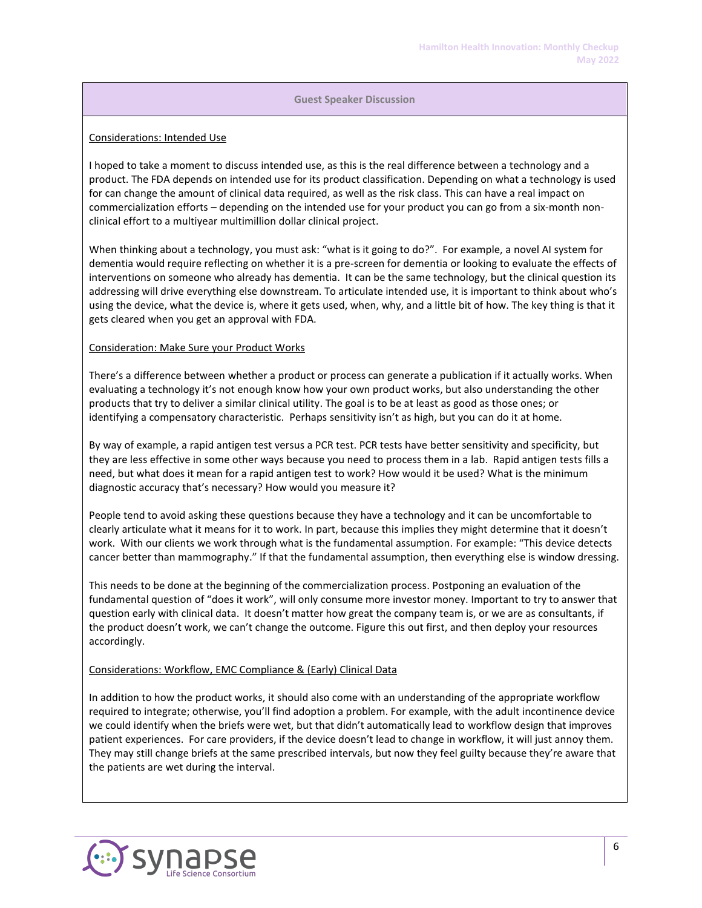## Guest Speaker Discussion

Considerations: Intended Use

I hoped to take a moment to discuss intended use, as this is the real difference between a technology and a product. The FDA depends on intended use for its product classification. Depending on what a technology is used for can change the amount of clinical data required, as well as the risk class. This can have a real impact on commercialization efforts – depending on the intended use for your product you can go from a six-month non-clinical effort to a multiyear multimillion dollar clinical project.

When thinking about a technology, you must ask: "what is it going to do?". For example, a novel AI system for dementia would require reflecting on whether it is a pre-screen for dementia or looking to evaluate the effects of interventions on someone who already has dementia. It can be the same technology, but the clinical question its addressing will drive everything else downstream. To articulate intended use, it is important to think about who's using the device, what the device is, where it gets used, when, why, and a little bit of how. The key thing is that it gets cleared when you get an approval with FDA.

Consideration: Make Sure your Product Works

There's a difference between whether a product or process can generate a publication if it actually works. When evaluating a technology it's not enough know how your own product works, but also understanding the other products that try to deliver a similar clinical utility. The goal is to be at least as good as those ones; or identifying a compensatory characteristic. Perhaps sensitivity isn't as high, but you can do it at home.

By way of example, a rapid antigen test versus a PCR test. PCR tests have better sensitivity and specificity, but they are less effective in some other ways because you need to process them in a lab. Rapid antigen tests fills a need, but what does it mean for a rapid antigen test to work? How would it be used? What is the minimum diagnostic accuracy that's necessary? How would you measure it?

People tend to avoid asking these questions because they have a technology and it can be uncomfortable to clearly articulate what it means for it to work. In part, because this implies they might determine that it doesn't work. With our clients we work through what is the fundamental assumption. For example: "This device detects cancer better than mammography." If that the fundamental assumption, then everything else is window dressing.

This needs to be done at the beginning of the commercialization process. Postponing an evaluation of the fundamental question of "does it work", will only consume more investor money. Important to try to answer that question early with clinical data. It doesn't matter how great the company team is, or we are as consultants, if the product doesn't work, we can't change the outcome. Figure this out first, and then deploy your resources accordingly.

Considerations: Workflow, EMC Compliance & (Early) Clinical Data

In addition to how the product works, it should also come with an understanding of the appropriate workflow required to integrate; otherwise, you'll find adoption a problem. For example, with the adult incontinence device we could identify when the briefs were wet, but that didn't automatically lead to workflow design that improves patient experiences. For care providers, if the device doesn't lead to change in workflow, it will just annoy them. They may still change briefs at the same prescribed intervals, but now they feel guilty because they're aware that the patients are wet during the interval.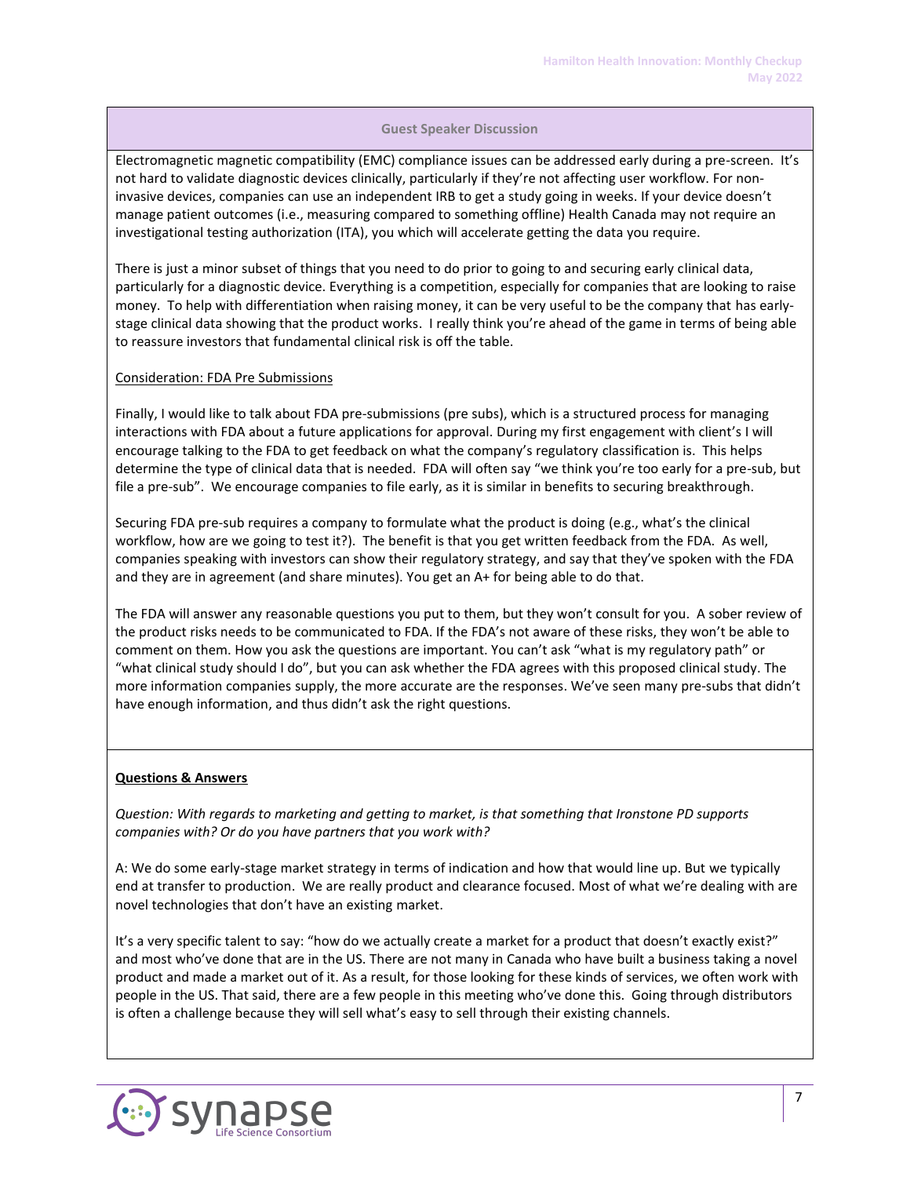## Guest Speaker Discussion

Electromagnetic magnetic compatibility (EMC) compliance issues can be addressed early during a pre-screen. It's not hard to validate diagnostic devices clinically, particularly if they're not affecting user workflow. For non-invasive devices, companies can use an independent IRB to get a study going in weeks. If your device doesn't manage patient outcomes (i.e., measuring compared to something offline) Health Canada may not require an investigational testing authorization (ITA), you which will accelerate getting the data you require.

There is just a minor subset of things that you need to do prior to going to and securing early clinical data, particularly for a diagnostic device. Everything is a competition, especially for companies that are looking to raise money. To help with differentiation when raising money, it can be very useful to be the company that has early-stage clinical data showing that the product works. I really think you're ahead of the game in terms of being able to reassure investors that fundamental clinical risk is off the table.

Consideration: FDA Pre Submissions

Finally, I would like to talk about FDA pre-submissions (pre subs), which is a structured process for managing interactions with FDA about a future applications for approval. During my first engagement with client's I will encourage talking to the FDA to get feedback on what the company's regulatory classification is. This helps determine the type of clinical data that is needed. FDA will often say "we think you're too early for a pre-sub, but file a pre-sub". We encourage companies to file early, as it is similar in benefits to securing breakthrough.

Securing FDA pre-sub requires a company to formulate what the product is doing (e.g., what's the clinical workflow, how are we going to test it?). The benefit is that you get written feedback from the FDA. As well, companies speaking with investors can show their regulatory strategy, and say that they've spoken with the FDA and they are in agreement (and share minutes). You get an A+ for being able to do that.

The FDA will answer any reasonable questions you put to them, but they won't consult for you. A sober review of the product risks needs to be communicated to FDA. If the FDA's not aware of these risks, they won't be able to comment on them. How you ask the questions are important. You can't ask "what is my regulatory path" or "what clinical study should I do", but you can ask whether the FDA agrees with this proposed clinical study. The more information companies supply, the more accurate are the responses. We've seen many pre-subs that didn't have enough information, and thus didn't ask the right questions.

**Questions & Answers**

*Question: With regards to marketing and getting to market, is that something that Ironstone PD supports companies with? Or do you have partners that you work with?*

A: We do some early-stage market strategy in terms of indication and how that would line up. But we typically end at transfer to production. We are really product and clearance focused. Most of what we're dealing with are novel technologies that don't have an existing market.

It's a very specific talent to say: "how do we actually create a market for a product that doesn't exactly exist?" and most who've done that are in the US. There are not many in Canada who have built a business taking a novel product and made a market out of it. As a result, for those looking for these kinds of services, we often work with people in the US. That said, there are a few people in this meeting who've done this. Going through distributors is often a challenge because they will sell what's easy to sell through their existing channels.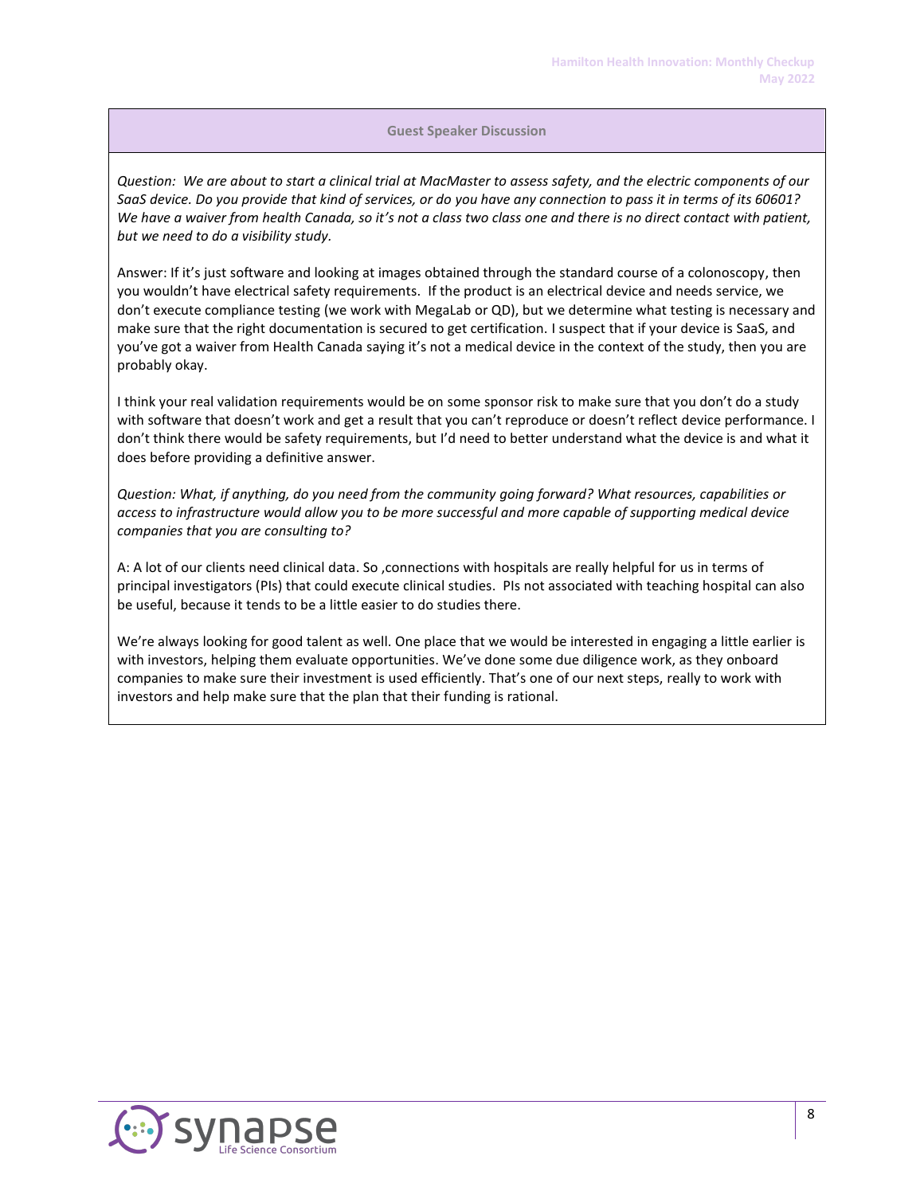## Guest Speaker Discussion

*Question: We are about to start a clinical trial at MacMaster to assess safety, and the electric components of our SaaS device. Do you provide that kind of services, or do you have any connection to pass it in terms of its 60601? We have a waiver from Health Canada, so it's not a class two class one and there is no direct contact with patient, but we need to do a visibility study.*

Answer: If it's just software and looking at images obtained through the standard course of a colonoscopy, then you wouldn't have electrical safety requirements. If the product is an electrical device and needs service, we don't execute compliance testing (we work with MegaLab or QD), but we determine what testing is necessary and make sure that the right documentation is secured to get certification. I suspect that if your device is SaaS, and you've got a waiver from Health Canada saying it's not a medical device in the context of the study, then you are probably okay.

I think your real validation requirements would be on some sponsor risk to make sure that you don't do a study with software that doesn't work and get a result that you can't reproduce or doesn't reflect device performance. I don't think there would be safety requirements, but I'd need to better understand what the device is and what it does before providing a definitive answer.

*Question: What, if anything, do you need from the community going forward? What resources, capabilities or access to infrastructure would allow you to be more successful and more capable of supporting medical device companies that you are consulting to?*

A: A lot of our clients need clinical data. So ,connections with hospitals are really helpful for us in terms of principal investigators (PIs) that could execute clinical studies. PIs not associated with teaching hospital can also be useful, because it tends to be a little easier to do studies there.

We're always looking for good talent as well. One place that we would be interested in engaging a little earlier is with investors, helping them evaluate opportunities. We've done some due diligence work, as they onboard companies to make sure their investment is used efficiently. That's one of our next steps, really to work with investors and help make sure that the plan that their funding is rational.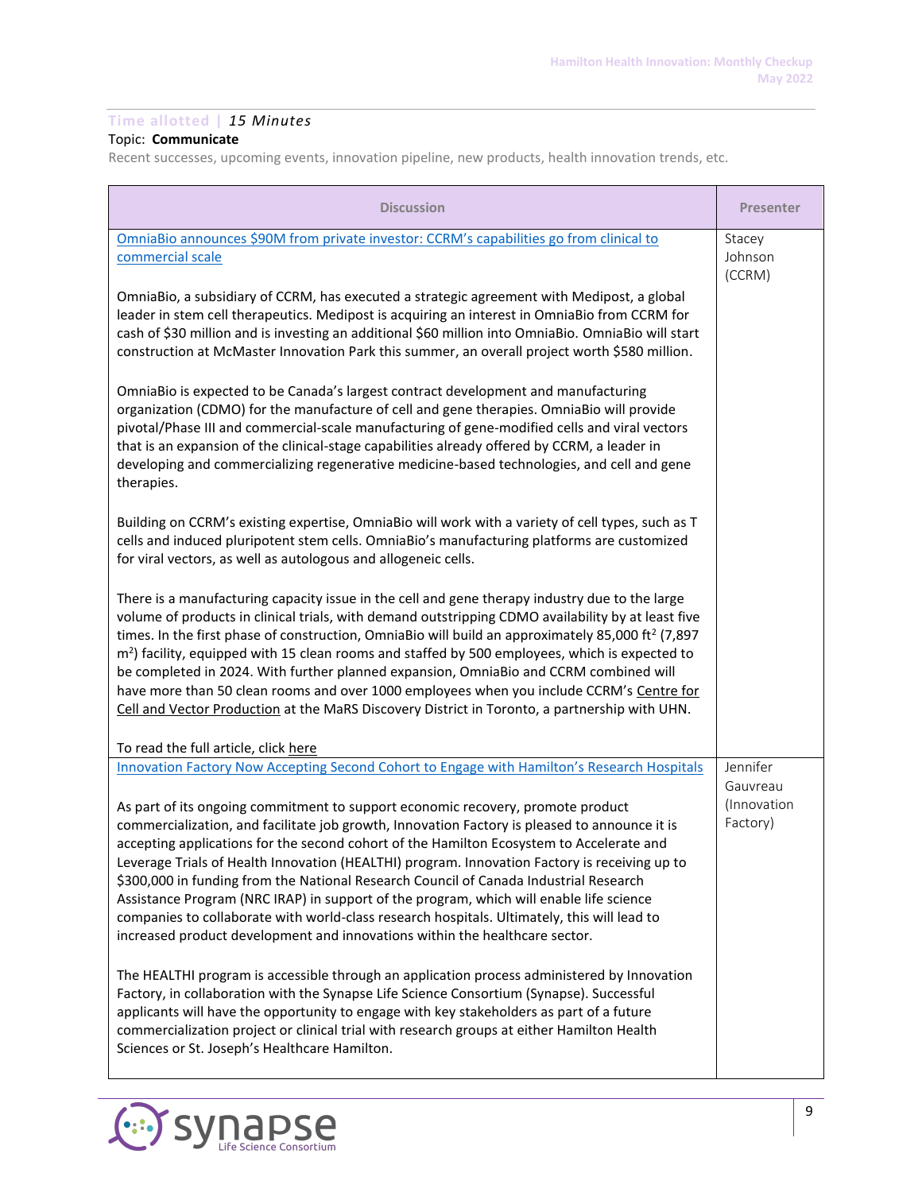**Time allotted** | *15 Minutes*

Topic: **Communicate**

Recent successes, upcoming events, innovation pipeline, new products, health innovation trends, etc.

| Discussion | Presenter |
|---|---|
| OmniaBio announces $90M from private investor: CCRM's capabilities go from clinical to commercial scale<br><br>OmniaBio, a subsidiary of CCRM, has executed a strategic agreement with Medipost, a global leader in stem cell therapeutics. Medipost is acquiring an interest in OmniaBio from CCRM for cash of $30 million and is investing an additional $60 million into OmniaBio. OmniaBio will start construction at McMaster Innovation Park this summer, an overall project worth $580 million.<br><br>OmniaBio is expected to be Canada's largest contract development and manufacturing organization (CDMO) for the manufacture of cell and gene therapies. OmniaBio will provide pivotal/Phase III and commercial-scale manufacturing of gene-modified cells and viral vectors that is an expansion of the clinical-stage capabilities already offered by CCRM, a leader in developing and commercializing regenerative medicine-based technologies, and cell and gene therapies.<br><br>Building on CCRM's existing expertise, OmniaBio will work with a variety of cell types, such as T cells and induced pluripotent stem cells. OmniaBio's manufacturing platforms are customized for viral vectors, as well as autologous and allogeneic cells.<br><br>There is a manufacturing capacity issue in the cell and gene therapy industry due to the large volume of products in clinical trials, with demand outstripping CDMO availability by at least five times. In the first phase of construction, OmniaBio will build an approximately 85,000 ft$^2$ (7,897 m$^2$) facility, equipped with 15 clean rooms and staffed by 500 employees, which is expected to be completed in 2024. With further planned expansion, OmniaBio and CCRM combined will have more than 50 clean rooms and over 1000 employees when you include CCRM's Centre for Cell and Vector Production at the MaRS Discovery District in Toronto, a partnership with UHN.<br><br>To read the full article, click here | Stacey Johnson (CCRM) |
| Innovation Factory Now Accepting Second Cohort to Engage with Hamilton's Research Hospitals<br><br>As part of its ongoing commitment to support economic recovery, promote product commercialization, and facilitate job growth, Innovation Factory is pleased to announce it is accepting applications for the second cohort of the Hamilton Ecosystem to Accelerate and Leverage Trials of Health Innovation (HEALTHI) program. Innovation Factory is receiving up to $300,000 in funding from the National Research Council of Canada Industrial Research Assistance Program (NRC IRAP) in support of the program, which will enable life science companies to collaborate with world-class research hospitals. Ultimately, this will lead to increased product development and innovations within the healthcare sector.<br><br>The HEALTHI program is accessible through an application process administered by Innovation Factory, in collaboration with the Synapse Life Science Consortium (Synapse). Successful applicants will have the opportunity to engage with key stakeholders as part of a future commercialization project or clinical trial with research groups at either Hamilton Health Sciences or St. Joseph's Healthcare Hamilton. | Jennifer Gauvreau (Innovation Factory) |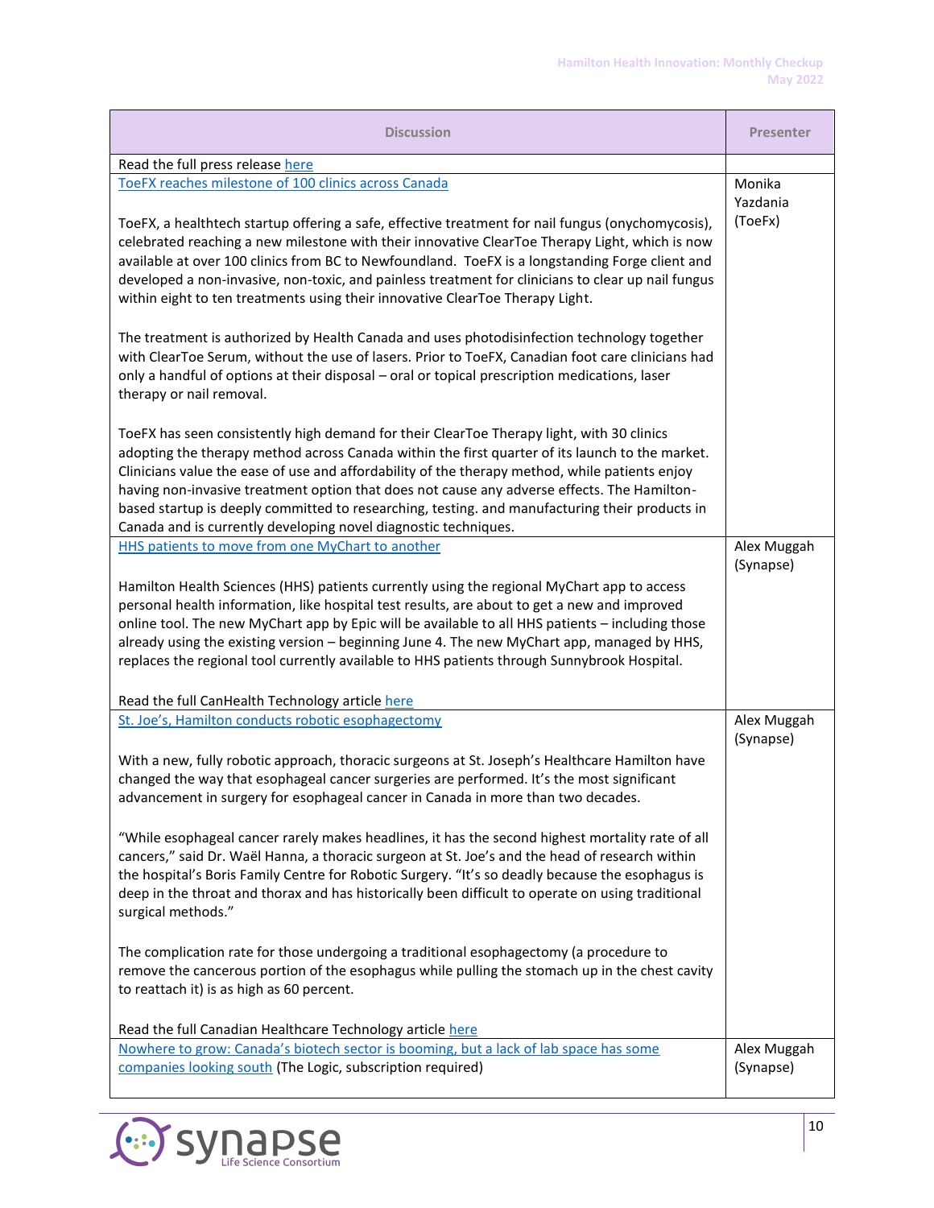| Discussion | Presenter |
| --- | --- |
| Read the full press release here | |
| ToeFX reaches milestone of 100 clinics across Canada<br><br>ToeFX, a healthtech startup offering a safe, effective treatment for nail fungus (onychomycosis), celebrated reaching a new milestone with their innovative ClearToe Therapy Light, which is now available at over 100 clinics from BC to Newfoundland.  ToeFX is a longstanding Forge client and developed a non-invasive, non-toxic, and painless treatment for clinicians to clear up nail fungus within eight to ten treatments using their innovative ClearToe Therapy Light.<br><br>The treatment is authorized by Health Canada and uses photodisinfection technology together with ClearToe Serum, without the use of lasers. Prior to ToeFX, Canadian foot care clinicians had only a handful of options at their disposal – oral or topical prescription medications, laser therapy or nail removal.<br><br>ToeFX has seen consistently high demand for their ClearToe Therapy light, with 30 clinics adopting the therapy method across Canada within the first quarter of its launch to the market. Clinicians value the ease of use and affordability of the therapy method, while patients enjoy having non-invasive treatment option that does not cause any adverse effects. The Hamilton-based startup is deeply committed to researching, testing. and manufacturing their products in Canada and is currently developing novel diagnostic techniques. | Monika Yazdania (ToeFx) |
| HHS patients to move from one MyChart to another<br><br>Hamilton Health Sciences (HHS) patients currently using the regional MyChart app to access personal health information, like hospital test results, are about to get a new and improved online tool. The new MyChart app by Epic will be available to all HHS patients – including those already using the existing version – beginning June 4. The new MyChart app, managed by HHS, replaces the regional tool currently available to HHS patients through Sunnybrook Hospital.<br><br>Read the full CanHealth Technology article here | Alex Muggah (Synapse) |
| St. Joe's, Hamilton conducts robotic esophagectomy<br><br>With a new, fully robotic approach, thoracic surgeons at St. Joseph's Healthcare Hamilton have changed the way that esophageal cancer surgeries are performed. It's the most significant advancement in surgery for esophageal cancer in Canada in more than two decades.<br><br>"While esophageal cancer rarely makes headlines, it has the second highest mortality rate of all cancers," said Dr. Waël Hanna, a thoracic surgeon at St. Joe's and the head of research within the hospital's Boris Family Centre for Robotic Surgery. "It's so deadly because the esophagus is deep in the throat and thorax and has historically been difficult to operate on using traditional surgical methods."<br><br>The complication rate for those undergoing a traditional esophagectomy (a procedure to remove the cancerous portion of the esophagus while pulling the stomach up in the chest cavity to reattach it) is as high as 60 percent.<br><br>Read the full Canadian Healthcare Technology article here | Alex Muggah (Synapse) |
| Nowhere to grow: Canada's biotech sector is booming, but a lack of lab space has some companies looking south (The Logic, subscription required) | Alex Muggah (Synapse) |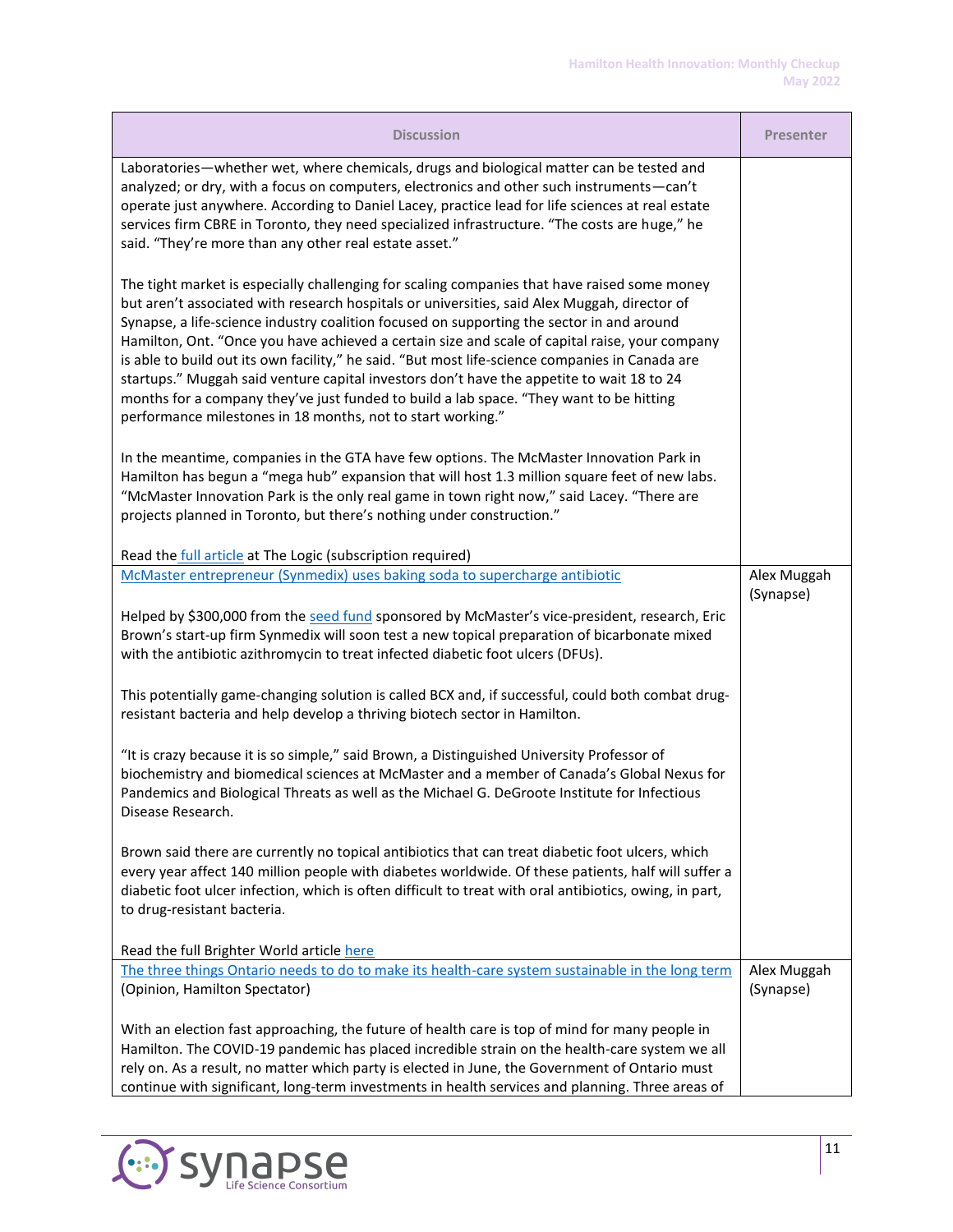| Discussion | Presenter |
|---|---|
| Laboratories—whether wet, where chemicals, drugs and biological matter can be tested and analyzed; or dry, with a focus on computers, electronics and other such instruments—can't operate just anywhere. According to Daniel Lacey, practice lead for life sciences at real estate services firm CBRE in Toronto, they need specialized infrastructure. "The costs are huge," he said. "They're more than any other real estate asset."<br><br>The tight market is especially challenging for scaling companies that have raised some money but aren't associated with research hospitals or universities, said Alex Muggah, director of Synapse, a life-science industry coalition focused on supporting the sector in and around Hamilton, Ont. "Once you have achieved a certain size and scale of capital raise, your company is able to build out its own facility," he said. "But most life-science companies in Canada are startups." Muggah said venture capital investors don't have the appetite to wait 18 to 24 months for a company they've just funded to build a lab space. "They want to be hitting performance milestones in 18 months, not to start working."<br><br>In the meantime, companies in the GTA have few options. The McMaster Innovation Park in Hamilton has begun a "mega hub" expansion that will host 1.3 million square feet of new labs. "McMaster Innovation Park is the only real game in town right now," said Lacey. "There are projects planned in Toronto, but there's nothing under construction."<br><br>Read the full article at The Logic (subscription required) | |
| McMaster entrepreneur (Synmedix) uses baking soda to supercharge antibiotic<br><br>Helped by $300,000 from the seed fund sponsored by McMaster's vice-president, research, Eric Brown's start-up firm Synmedix will soon test a new topical preparation of bicarbonate mixed with the antibiotic azithromycin to treat infected diabetic foot ulcers (DFUs).<br><br>This potentially game-changing solution is called BCX and, if successful, could both combat drug-resistant bacteria and help develop a thriving biotech sector in Hamilton.<br><br>"It is crazy because it is so simple," said Brown, a Distinguished University Professor of biochemistry and biomedical sciences at McMaster and a member of Canada's Global Nexus for Pandemics and Biological Threats as well as the Michael G. DeGroote Institute for Infectious Disease Research.<br><br>Brown said there are currently no topical antibiotics that can treat diabetic foot ulcers, which every year affect 140 million people with diabetes worldwide. Of these patients, half will suffer a diabetic foot ulcer infection, which is often difficult to treat with oral antibiotics, owing, in part, to drug-resistant bacteria.<br><br>Read the full Brighter World article here | Alex Muggah (Synapse) |
| The three things Ontario needs to do to make its health-care system sustainable in the long term (Opinion, Hamilton Spectator)<br><br>With an election fast approaching, the future of health care is top of mind for many people in Hamilton. The COVID-19 pandemic has placed incredible strain on the health-care system we all rely on. As a result, no matter which party is elected in June, the Government of Ontario must continue with significant, long-term investments in health services and planning. Three areas of | Alex Muggah (Synapse) |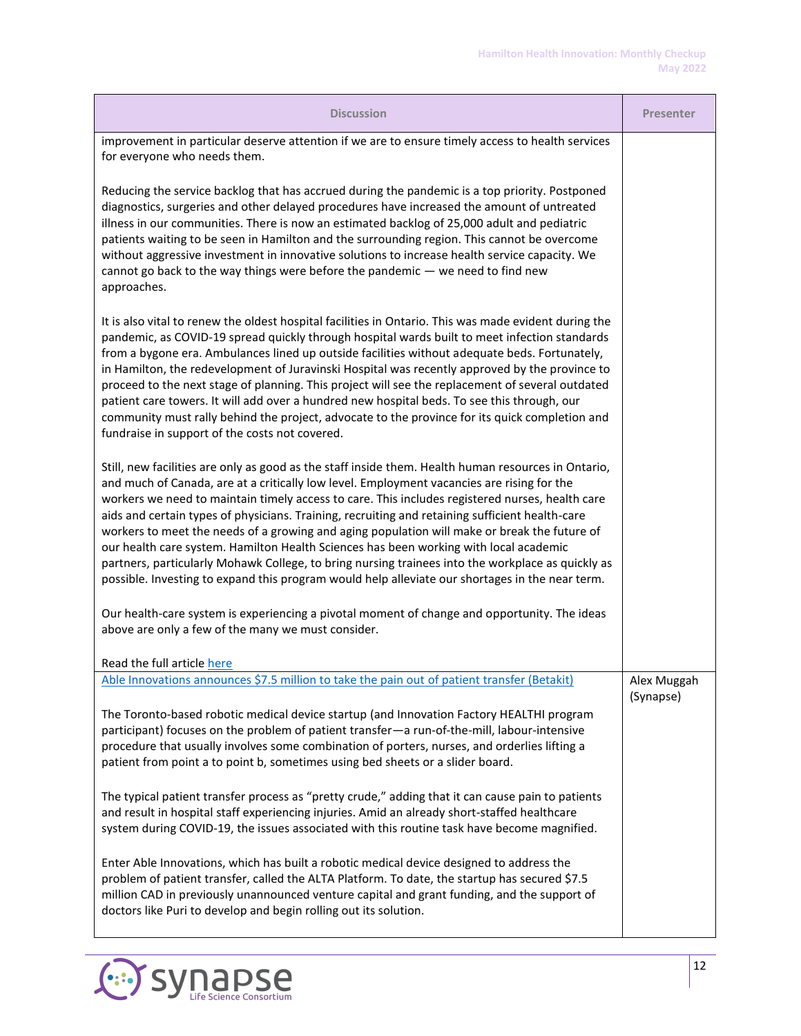| Discussion | Presenter |
| --- | --- |
| improvement in particular deserve attention if we are to ensure timely access to health services for everyone who needs them.<br><br>Reducing the service backlog that has accrued during the pandemic is a top priority. Postponed diagnostics, surgeries and other delayed procedures have increased the amount of untreated illness in our communities. There is now an estimated backlog of 25,000 adult and pediatric patients waiting to be seen in Hamilton and the surrounding region. This cannot be overcome without aggressive investment in innovative solutions to increase health service capacity. We cannot go back to the way things were before the pandemic — we need to find new approaches.<br><br>It is also vital to renew the oldest hospital facilities in Ontario. This was made evident during the pandemic, as COVID-19 spread quickly through hospital wards built to meet infection standards from a bygone era. Ambulances lined up outside facilities without adequate beds. Fortunately, in Hamilton, the redevelopment of Juravinski Hospital was recently approved by the province to proceed to the next stage of planning. This project will see the replacement of several outdated patient care towers. It will add over a hundred new hospital beds. To see this through, our community must rally behind the project, advocate to the province for its quick completion and fundraise in support of the costs not covered.<br><br>Still, new facilities are only as good as the staff inside them. Health human resources in Ontario, and much of Canada, are at a critically low level. Employment vacancies are rising for the workers we need to maintain timely access to care. This includes registered nurses, health care aids and certain types of physicians. Training, recruiting and retaining sufficient health-care workers to meet the needs of a growing and aging population will make or break the future of our health care system. Hamilton Health Sciences has been working with local academic partners, particularly Mohawk College, to bring nursing trainees into the workplace as quickly as possible. Investing to expand this program would help alleviate our shortages in the near term.<br><br>Our health-care system is experiencing a pivotal moment of change and opportunity. The ideas above are only a few of the many we must consider.<br><br>Read the full article here | |
| Able Innovations announces $7.5 million to take the pain out of patient transfer (Betakit)<br><br>The Toronto-based robotic medical device startup (and Innovation Factory HEALTHI program participant) focuses on the problem of patient transfer—a run-of-the-mill, labour-intensive procedure that usually involves some combination of porters, nurses, and orderlies lifting a patient from point a to point b, sometimes using bed sheets or a slider board.<br><br>The typical patient transfer process as "pretty crude," adding that it can cause pain to patients and result in hospital staff experiencing injuries. Amid an already short-staffed healthcare system during COVID-19, the issues associated with this routine task have become magnified.<br><br>Enter Able Innovations, which has built a robotic medical device designed to address the problem of patient transfer, called the ALTA Platform. To date, the startup has secured $7.5 million CAD in previously unannounced venture capital and grant funding, and the support of doctors like Puri to develop and begin rolling out its solution. | Alex Muggah (Synapse) |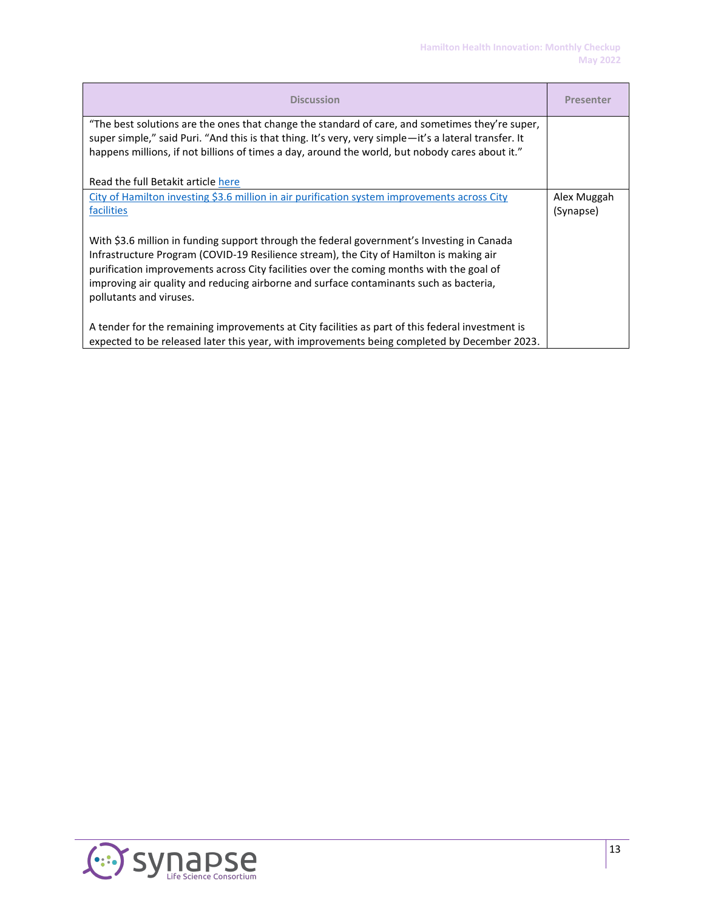| Discussion | Presenter |
|---|---|
| "The best solutions are the ones that change the standard of care, and sometimes they're super, super simple," said Puri. "And this is that thing. It's very, very simple—it's a lateral transfer. It happens millions, if not billions of times a day, around the world, but nobody cares about it."<br><br>Read the full Betakit article [here]() | |
| [City of Hamilton investing $3.6 million in air purification system improvements across City facilities]()<br><br>With $3.6 million in funding support through the federal government's Investing in Canada Infrastructure Program (COVID-19 Resilience stream), the City of Hamilton is making air purification improvements across City facilities over the coming months with the goal of improving air quality and reducing airborne and surface contaminants such as bacteria, pollutants and viruses.<br><br>A tender for the remaining improvements at City facilities as part of this federal investment is expected to be released later this year, with improvements being completed by December 2023. | Alex Muggah (Synapse) |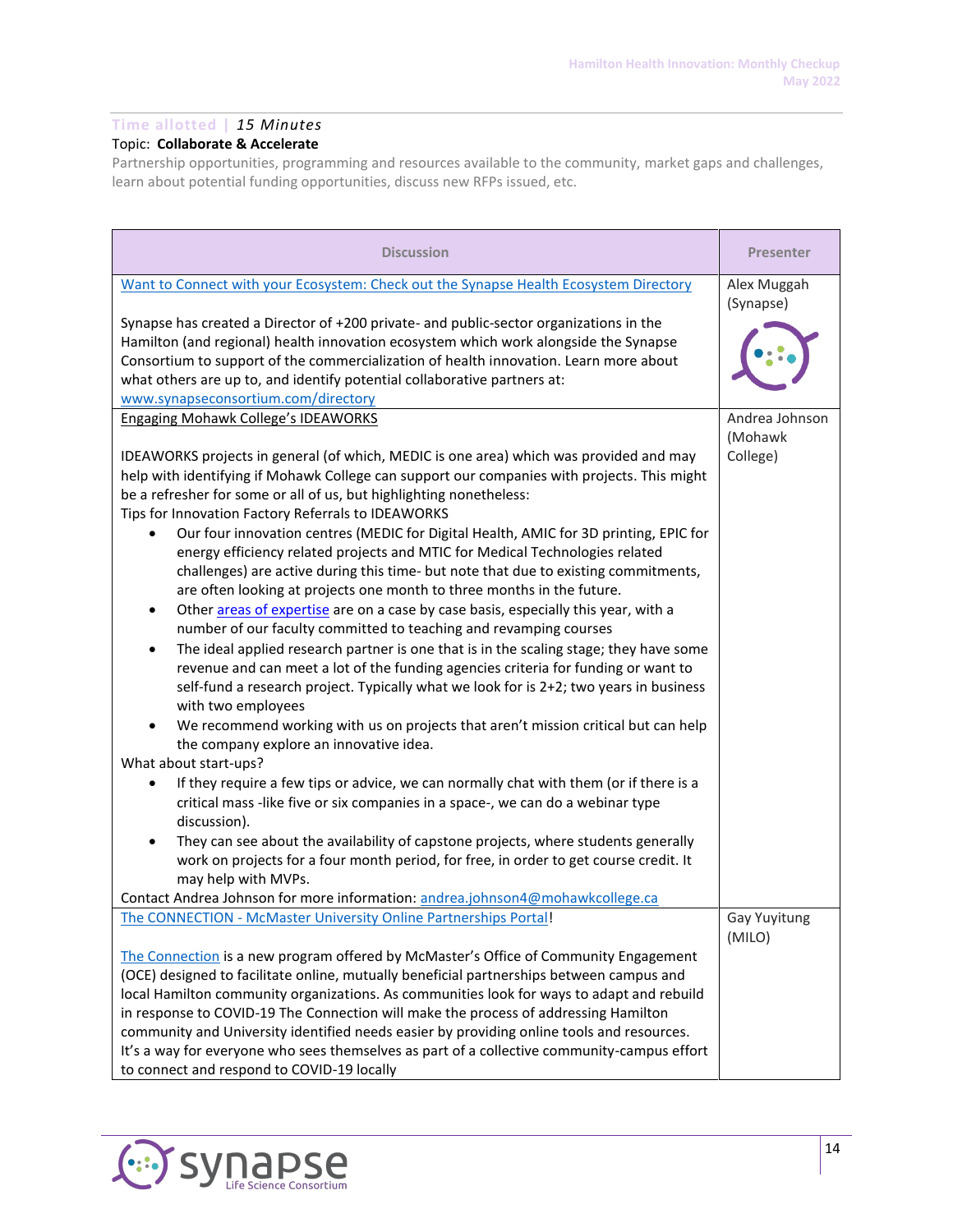**Time allotted** | *15 Minutes*

Topic: **Collaborate & Accelerate**

Partnership opportunities, programming and resources available to the community, market gaps and challenges, learn about potential funding opportunities, discuss new RFPs issued, etc.

| Discussion | Presenter |
|---|---|
| Want to Connect with your Ecosystem: Check out the Synapse Health Ecosystem Directory<br><br>Synapse has created a Director of +200 private- and public-sector organizations in the Hamilton (and regional) health innovation ecosystem which work alongside the Synapse Consortium to support of the commercialization of health innovation. Learn more about what others are up to, and identify potential collaborative partners at: www.synapseconsortium.com/directory | Alex Muggah (Synapse) |
| Engaging Mohawk College's IDEAWORKS<br><br>IDEAWORKS projects in general (of which, MEDIC is one area) which was provided and may help with identifying if Mohawk College can support our companies with projects. This might be a refresher for some or all of us, but highlighting nonetheless:<br>Tips for Innovation Factory Referrals to IDEAWORKS<br>• Our four innovation centres (MEDIC for Digital Health, AMIC for 3D printing, EPIC for energy efficiency related projects and MTIC for Medical Technologies related challenges) are active during this time- but note that due to existing commitments, are often looking at projects one month to three months in the future.<br>• Other areas of expertise are on a case by case basis, especially this year, with a number of our faculty committed to teaching and revamping courses<br>• The ideal applied research partner is one that is in the scaling stage; they have some revenue and can meet a lot of the funding agencies criteria for funding or want to self-fund a research project. Typically what we look for is 2+2; two years in business with two employees<br>• We recommend working with us on projects that aren't mission critical but can help the company explore an innovative idea.<br>What about start-ups?<br>• If they require a few tips or advice, we can normally chat with them (or if there is a critical mass -like five or six companies in a space-, we can do a webinar type discussion).<br>• They can see about the availability of capstone projects, where students generally work on projects for a four month period, for free, in order to get course credit. It may help with MVPs.<br>Contact Andrea Johnson for more information: andrea.johnson4@mohawkcollege.ca | Andrea Johnson (Mohawk College) |
| The CONNECTION - McMaster University Online Partnerships Portal!<br><br>The Connection is a new program offered by McMaster's Office of Community Engagement (OCE) designed to facilitate online, mutually beneficial partnerships between campus and local Hamilton community organizations. As communities look for ways to adapt and rebuild in response to COVID-19 The Connection will make the process of addressing Hamilton community and University identified needs easier by providing online tools and resources. It's a way for everyone who sees themselves as part of a collective community-campus effort to connect and respond to COVID-19 locally | Gay Yuyitung (MILO) |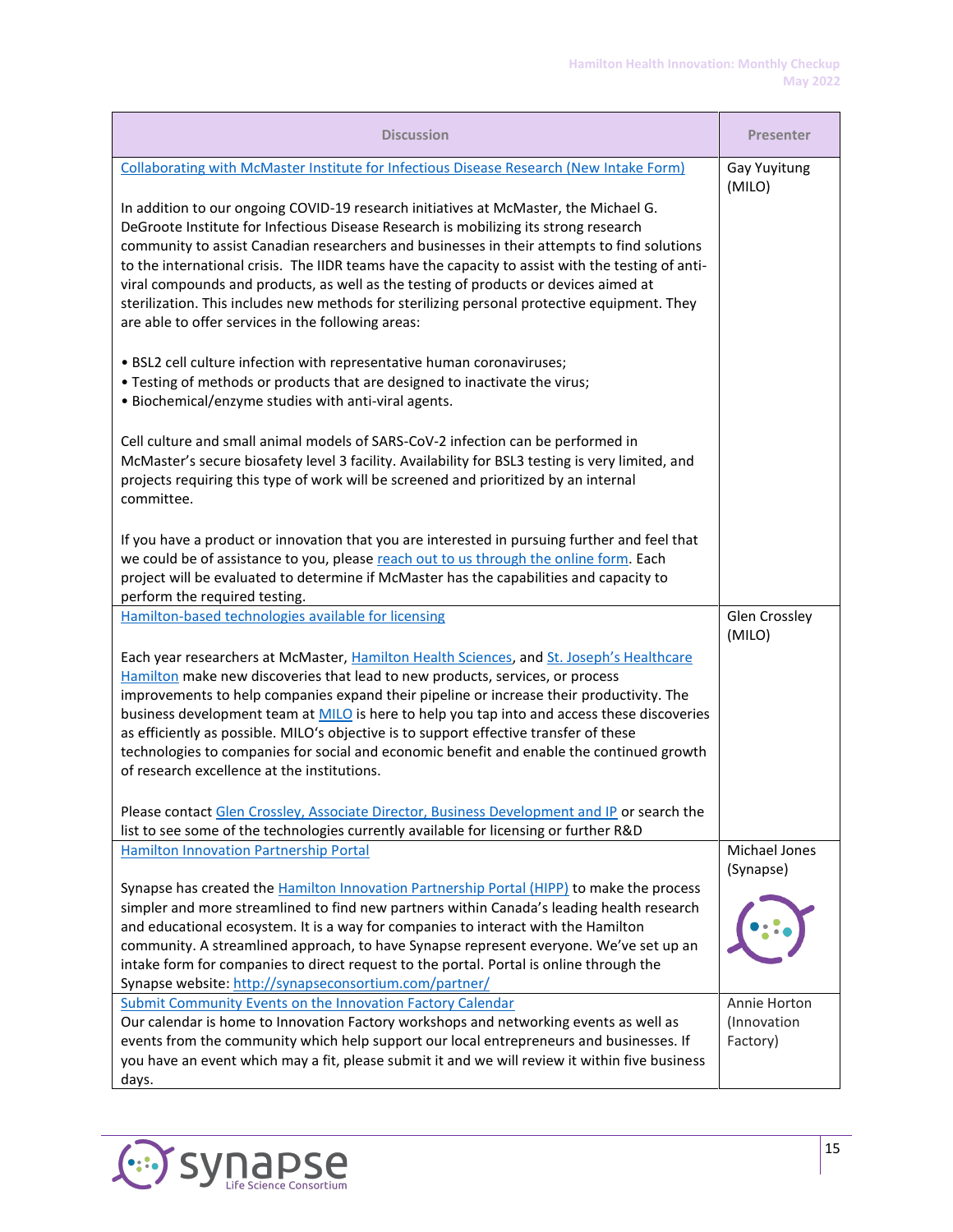| Discussion | Presenter |
|---|---|
| Collaborating with McMaster Institute for Infectious Disease Research (New Intake Form)<br><br>In addition to our ongoing COVID-19 research initiatives at McMaster, the Michael G. DeGroote Institute for Infectious Disease Research is mobilizing its strong research community to assist Canadian researchers and businesses in their attempts to find solutions to the international crisis. The IIDR teams have the capacity to assist with the testing of anti-viral compounds and products, as well as the testing of products or devices aimed at sterilization. This includes new methods for sterilizing personal protective equipment. They are able to offer services in the following areas:<br><br>• BSL2 cell culture infection with representative human coronaviruses;<br>• Testing of methods or products that are designed to inactivate the virus;<br>• Biochemical/enzyme studies with anti-viral agents.<br><br>Cell culture and small animal models of SARS-CoV-2 infection can be performed in McMaster's secure biosafety level 3 facility. Availability for BSL3 testing is very limited, and projects requiring this type of work will be screened and prioritized by an internal committee.<br><br>If you have a product or innovation that you are interested in pursuing further and feel that we could be of assistance to you, please reach out to us through the online form. Each project will be evaluated to determine if McMaster has the capabilities and capacity to perform the required testing. | Gay Yuyitung (MILO) |
| Hamilton-based technologies available for licensing<br><br>Each year researchers at McMaster, Hamilton Health Sciences, and St. Joseph's Healthcare Hamilton make new discoveries that lead to new products, services, or process improvements to help companies expand their pipeline or increase their productivity. The business development team at MILO is here to help you tap into and access these discoveries as efficiently as possible. MILO's objective is to support effective transfer of these technologies to companies for social and economic benefit and enable the continued growth of research excellence at the institutions.<br><br>Please contact Glen Crossley, Associate Director, Business Development and IP or search the list to see some of the technologies currently available for licensing or further R&D | Glen Crossley (MILO) |
| Hamilton Innovation Partnership Portal<br><br>Synapse has created the Hamilton Innovation Partnership Portal (HIPP) to make the process simpler and more streamlined to find new partners within Canada's leading health research and educational ecosystem. It is a way for companies to interact with the Hamilton community. A streamlined approach, to have Synapse represent everyone. We've set up an intake form for companies to direct request to the portal. Portal is online through the Synapse website: http://synapseconsortium.com/partner/ | Michael Jones (Synapse) |
| Submit Community Events on the Innovation Factory Calendar<br>Our calendar is home to Innovation Factory workshops and networking events as well as events from the community which help support our local entrepreneurs and businesses. If you have an event which may a fit, please submit it and we will review it within five business days. | Annie Horton (Innovation Factory) |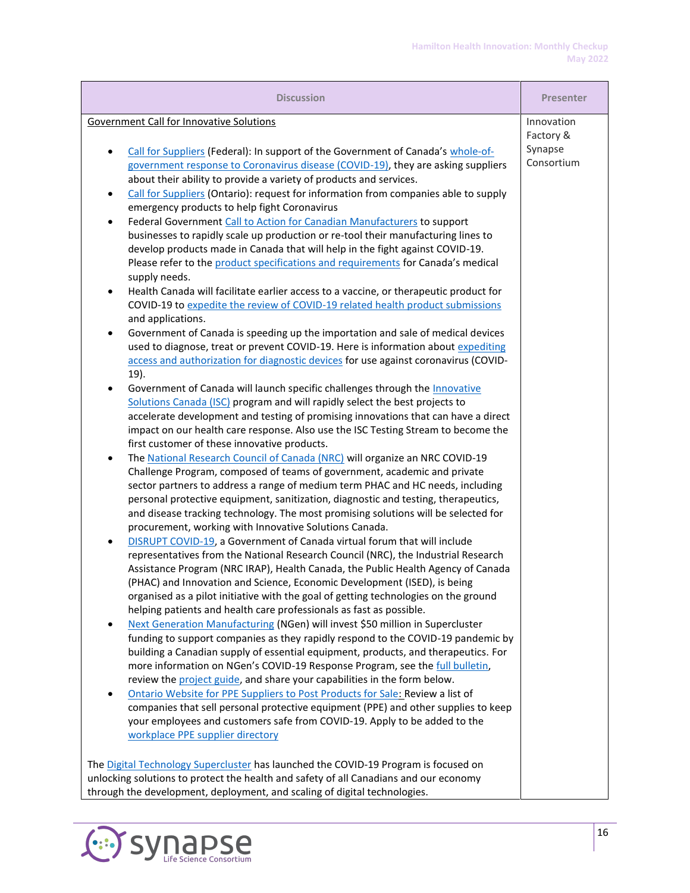| Discussion | Presenter |
|---|---|
| Government Call for Innovative Solutions<br><br>• Call for Suppliers (Federal): In support of the Government of Canada's whole-of-government response to Coronavirus disease (COVID-19), they are asking suppliers about their ability to provide a variety of products and services.<br>• Call for Suppliers (Ontario): request for information from companies able to supply emergency products to help fight Coronavirus<br>• Federal Government Call to Action for Canadian Manufacturers to support businesses to rapidly scale up production or re-tool their manufacturing lines to develop products made in Canada that will help in the fight against COVID-19. Please refer to the product specifications and requirements for Canada's medical supply needs.<br>• Health Canada will facilitate earlier access to a vaccine, or therapeutic product for COVID-19 to expedite the review of COVID-19 related health product submissions and applications.<br>• Government of Canada is speeding up the importation and sale of medical devices used to diagnose, treat or prevent COVID-19. Here is information about expediting access and authorization for diagnostic devices for use against coronavirus (COVID-19).<br>• Government of Canada will launch specific challenges through the Innovative Solutions Canada (ISC) program and will rapidly select the best projects to accelerate development and testing of promising innovations that can have a direct impact on our health care response. Also use the ISC Testing Stream to become the first customer of these innovative products.<br>• The National Research Council of Canada (NRC) will organize an NRC COVID-19 Challenge Program, composed of teams of government, academic and private sector partners to address a range of medium term PHAC and HC needs, including personal protective equipment, sanitization, diagnostic and testing, therapeutics, and disease tracking technology. The most promising solutions will be selected for procurement, working with Innovative Solutions Canada.<br>• DISRUPT COVID-19, a Government of Canada virtual forum that will include representatives from the National Research Council (NRC), the Industrial Research Assistance Program (NRC IRAP), Health Canada, the Public Health Agency of Canada (PHAC) and Innovation and Science, Economic Development (ISED), is being organised as a pilot initiative with the goal of getting technologies on the ground helping patients and health care professionals as fast as possible.<br>• Next Generation Manufacturing (NGen) will invest $50 million in Supercluster funding to support companies as they rapidly respond to the COVID-19 pandemic by building a Canadian supply of essential equipment, products, and therapeutics. For more information on NGen's COVID-19 Response Program, see the full bulletin, review the project guide, and share your capabilities in the form below.<br>• Ontario Website for PPE Suppliers to Post Products for Sale: Review a list of companies that sell personal protective equipment (PPE) and other supplies to keep your employees and customers safe from COVID-19. Apply to be added to the workplace PPE supplier directory<br><br>The Digital Technology Supercluster has launched the COVID-19 Program is focused on unlocking solutions to protect the health and safety of all Canadians and our economy through the development, deployment, and scaling of digital technologies. | Innovation Factory & Synapse Consortium |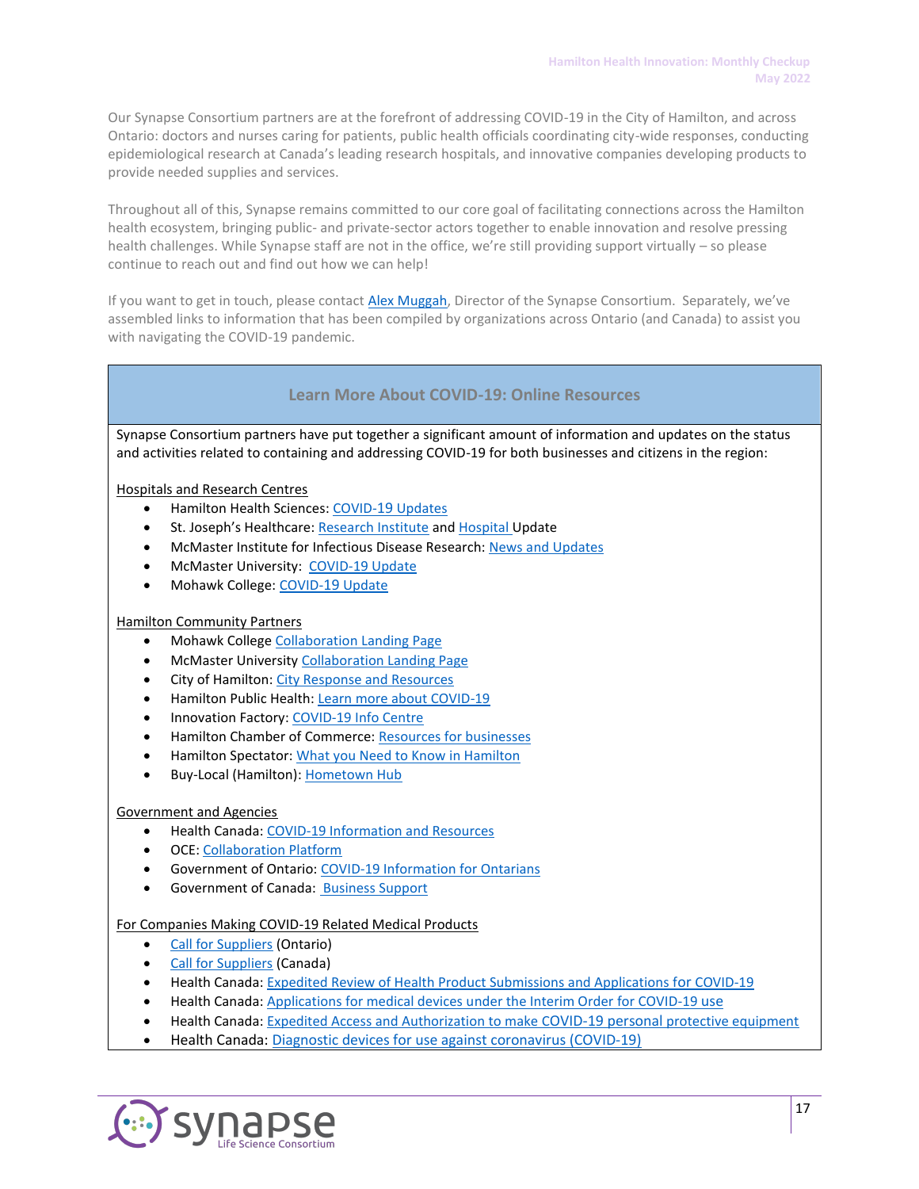Our Synapse Consortium partners are at the forefront of addressing COVID-19 in the City of Hamilton, and across Ontario: doctors and nurses caring for patients, public health officials coordinating city-wide responses, conducting epidemiological research at Canada's leading research hospitals, and innovative companies developing products to provide needed supplies and services.

Throughout all of this, Synapse remains committed to our core goal of facilitating connections across the Hamilton health ecosystem, bringing public- and private-sector actors together to enable innovation and resolve pressing health challenges. While Synapse staff are not in the office, we're still providing support virtually – so please continue to reach out and find out how we can help!

If you want to get in touch, please contact Alex Muggah, Director of the Synapse Consortium. Separately, we've assembled links to information that has been compiled by organizations across Ontario (and Canada) to assist you with navigating the COVID-19 pandemic.

## Learn More About COVID-19: Online Resources

Synapse Consortium partners have put together a significant amount of information and updates on the status and activities related to containing and addressing COVID-19 for both businesses and citizens in the region:

Hospitals and Research Centres

- Hamilton Health Sciences: COVID-19 Updates
- St. Joseph's Healthcare: Research Institute and Hospital Update
- McMaster Institute for Infectious Disease Research: News and Updates
- McMaster University: COVID-19 Update
- Mohawk College: COVID-19 Update

Hamilton Community Partners

- Mohawk College Collaboration Landing Page
- McMaster University Collaboration Landing Page
- City of Hamilton: City Response and Resources
- Hamilton Public Health: Learn more about COVID-19
- Innovation Factory: COVID-19 Info Centre
- Hamilton Chamber of Commerce: Resources for businesses
- Hamilton Spectator: What you Need to Know in Hamilton
- Buy-Local (Hamilton): Hometown Hub

Government and Agencies

- Health Canada: COVID-19 Information and Resources
- OCE: Collaboration Platform
- Government of Ontario: COVID-19 Information for Ontarians
- Government of Canada: Business Support

For Companies Making COVID-19 Related Medical Products

- Call for Suppliers (Ontario)
- Call for Suppliers (Canada)
- Health Canada: Expedited Review of Health Product Submissions and Applications for COVID-19
- Health Canada: Applications for medical devices under the Interim Order for COVID-19 use
- Health Canada: Expedited Access and Authorization to make COVID-19 personal protective equipment
- Health Canada: Diagnostic devices for use against coronavirus (COVID-19)